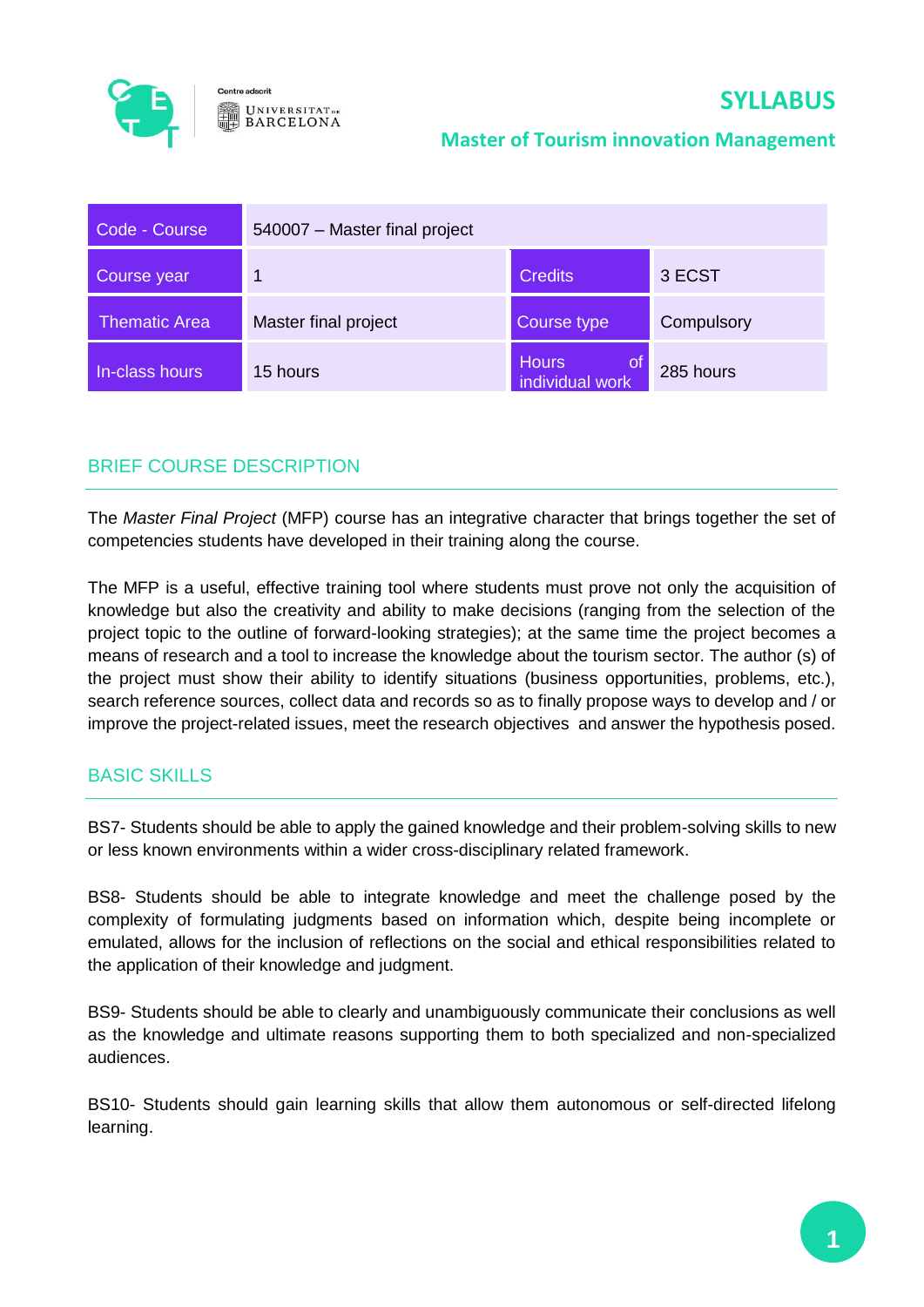Centre adscrit UNIVERSITAT DE BARCELONA

# SYLLABUS

## Master of Tourism innovation Management

| Code - Course | 540007 – Master final project | | |
|---|---|---|---|
| Course year | 1 | Credits | 3 ECST |
| Thematic Area | Master final project | Course type | Compulsory |
| In-class hours | 15 hours | Hours of individual work | 285 hours |

## BRIEF COURSE DESCRIPTION

The *Master Final Project* (MFP) course has an integrative character that brings together the set of competencies students have developed in their training along the course.

The MFP is a useful, effective training tool where students must prove not only the acquisition of knowledge but also the creativity and ability to make decisions (ranging from the selection of the project topic to the outline of forward-looking strategies); at the same time the project becomes a means of research and a tool to increase the knowledge about the tourism sector. The author (s) of the project must show their ability to identify situations (business opportunities, problems, etc.), search reference sources, collect data and records so as to finally propose ways to develop and / or improve the project-related issues, meet the research objectives and answer the hypothesis posed.

## BASIC SKILLS

BS7- Students should be able to apply the gained knowledge and their problem-solving skills to new or less known environments within a wider cross-disciplinary related framework.

BS8- Students should be able to integrate knowledge and meet the challenge posed by the complexity of formulating judgments based on information which, despite being incomplete or emulated, allows for the inclusion of reflections on the social and ethical responsibilities related to the application of their knowledge and judgment.

BS9- Students should be able to clearly and unambiguously communicate their conclusions as well as the knowledge and ultimate reasons supporting them to both specialized and non-specialized audiences.

BS10- Students should gain learning skills that allow them autonomous or self-directed lifelong learning.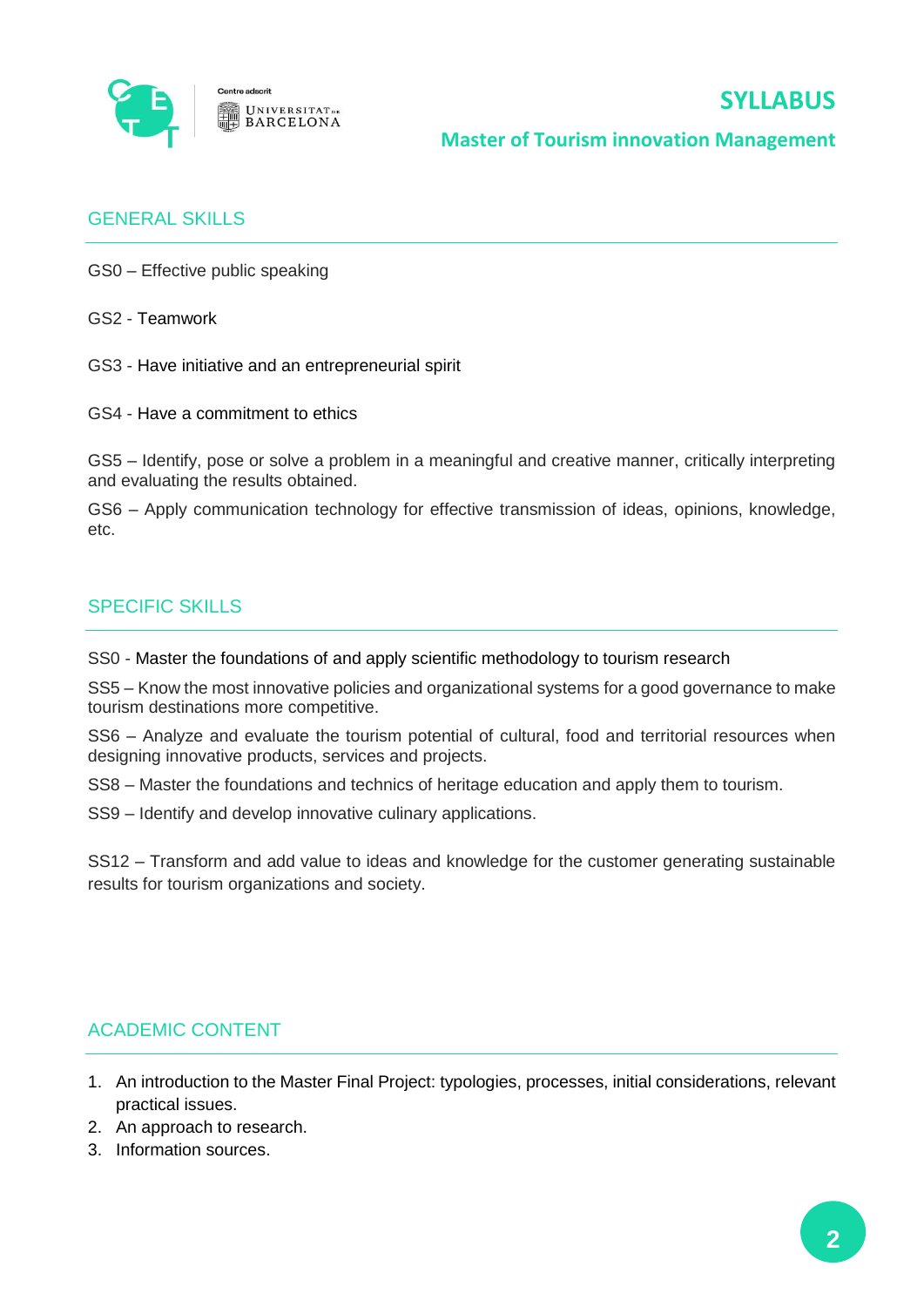## GENERAL SKILLS

GS0 – Effective public speaking

GS2 - Teamwork

GS3 - Have initiative and an entrepreneurial spirit

GS4 - Have a commitment to ethics

GS5 – Identify, pose or solve a problem in a meaningful and creative manner, critically interpreting and evaluating the results obtained.

GS6 – Apply communication technology for effective transmission of ideas, opinions, knowledge, etc.

## SPECIFIC SKILLS

SS0 - Master the foundations of and apply scientific methodology to tourism research

SS5 – Know the most innovative policies and organizational systems for a good governance to make tourism destinations more competitive.

SS6 – Analyze and evaluate the tourism potential of cultural, food and territorial resources when designing innovative products, services and projects.

SS8 – Master the foundations and technics of heritage education and apply them to tourism.

SS9 – Identify and develop innovative culinary applications.

SS12 – Transform and add value to ideas and knowledge for the customer generating sustainable results for tourism organizations and society.

## ACADEMIC CONTENT

1. An introduction to the Master Final Project: typologies, processes, initial considerations, relevant practical issues.
2. An approach to research.
3. Information sources.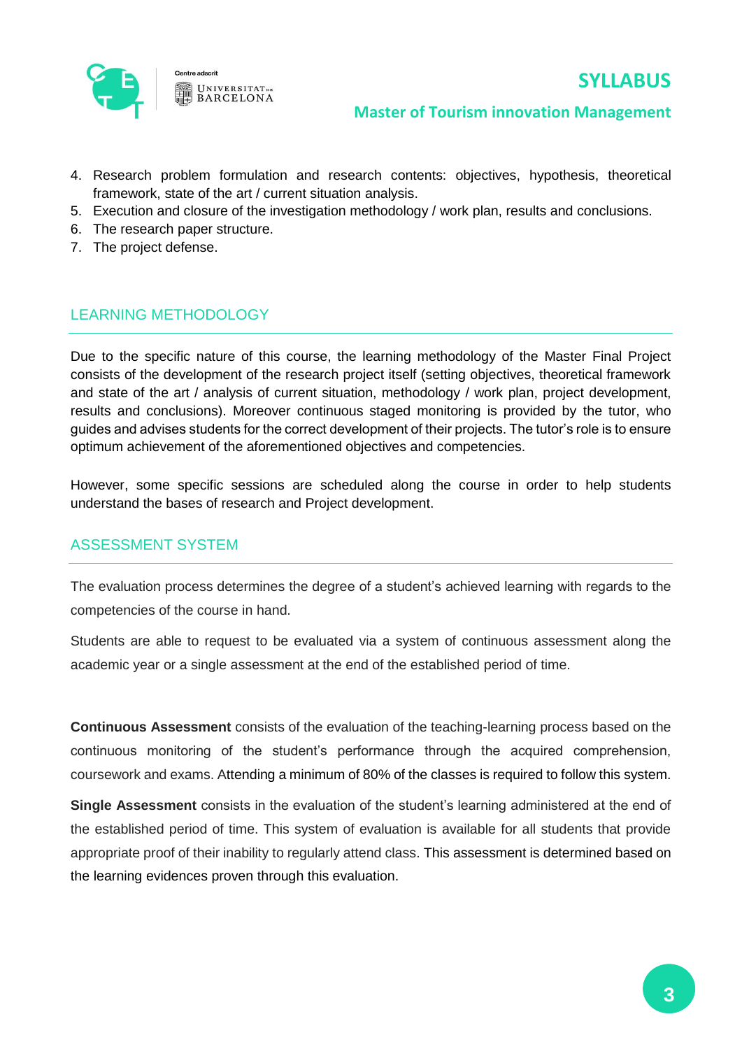4. Research problem formulation and research contents: objectives, hypothesis, theoretical framework, state of the art / current situation analysis.
5. Execution and closure of the investigation methodology / work plan, results and conclusions.
6. The research paper structure.
7. The project defense.

## LEARNING METHODOLOGY

Due to the specific nature of this course, the learning methodology of the Master Final Project consists of the development of the research project itself (setting objectives, theoretical framework and state of the art / analysis of current situation, methodology / work plan, project development, results and conclusions). Moreover continuous staged monitoring is provided by the tutor, who guides and advises students for the correct development of their projects. The tutor's role is to ensure optimum achievement of the aforementioned objectives and competencies.

However, some specific sessions are scheduled along the course in order to help students understand the bases of research and Project development.

## ASSESSMENT SYSTEM

The evaluation process determines the degree of a student's achieved learning with regards to the competencies of the course in hand.

Students are able to request to be evaluated via a system of continuous assessment along the academic year or a single assessment at the end of the established period of time.

**Continuous Assessment** consists of the evaluation of the teaching-learning process based on the continuous monitoring of the student's performance through the acquired comprehension, coursework and exams. Attending a minimum of 80% of the classes is required to follow this system.

**Single Assessment** consists in the evaluation of the student's learning administered at the end of the established period of time. This system of evaluation is available for all students that provide appropriate proof of their inability to regularly attend class. This assessment is determined based on the learning evidences proven through this evaluation.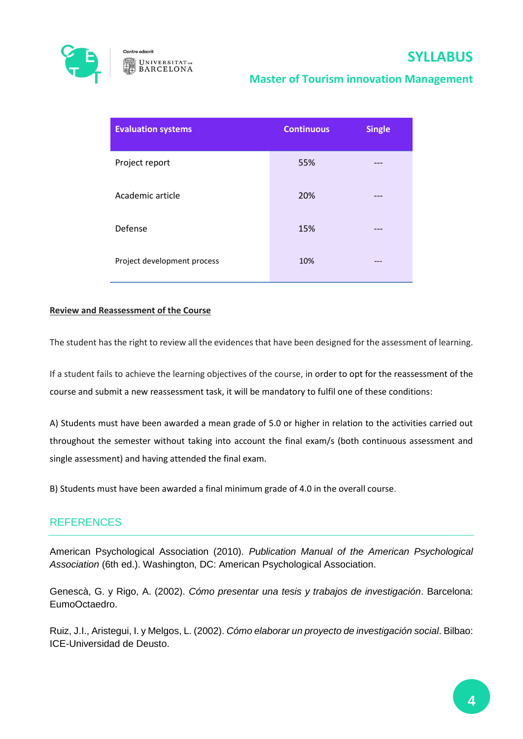| Evaluation systems | Continuous | Single |
|---|---|---|
| Project report | 55% | --- |
| Academic article | 20% | --- |
| Defense | 15% | --- |
| Project development process | 10% | --- |

**Review and Reassessment of the Course**

The student has the right to review all the evidences that have been designed for the assessment of learning.

If a student fails to achieve the learning objectives of the course, in order to opt for the reassessment of the course and submit a new reassessment task, it will be mandatory to fulfil one of these conditions:

A) Students must have been awarded a mean grade of 5.0 or higher in relation to the activities carried out throughout the semester without taking into account the final exam/s (both continuous assessment and single assessment) and having attended the final exam.

B) Students must have been awarded a final minimum grade of 4.0 in the overall course.

## REFERENCES

American Psychological Association (2010). *Publication Manual of the American Psychological Association* (6th ed.). Washington, DC: American Psychological Association.

Genescà, G. y Rigo, A. (2002). *Cómo presentar una tesis y trabajos de investigación*. Barcelona: EumoOctaedro.

Ruiz, J.I., Aristegui, I. y Melgos, L. (2002). *Cómo elaborar un proyecto de investigación social*. Bilbao: ICE-Universidad de Deusto.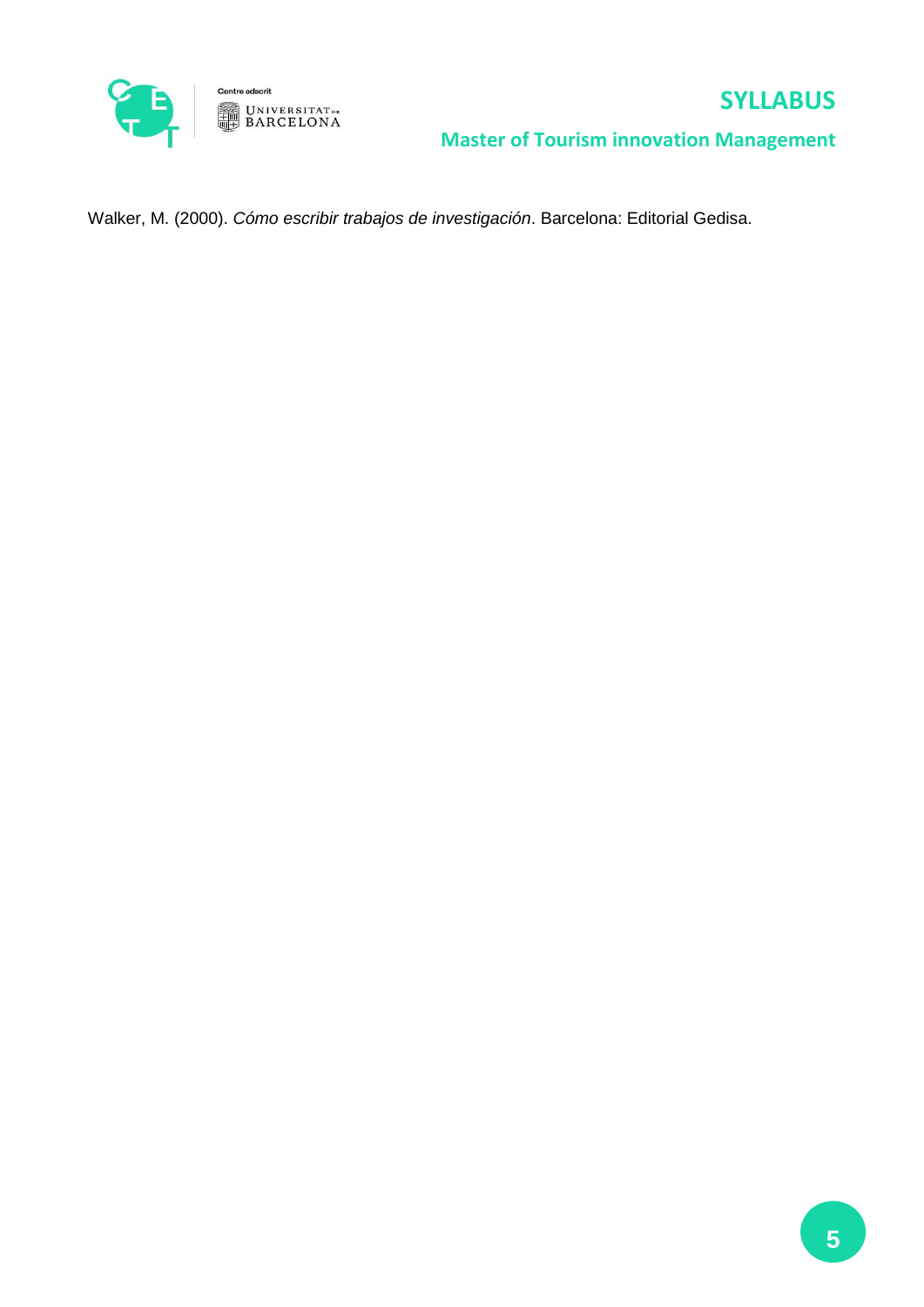Walker, M. (2000). *Cómo escribir trabajos de investigación*. Barcelona: Editorial Gedisa.